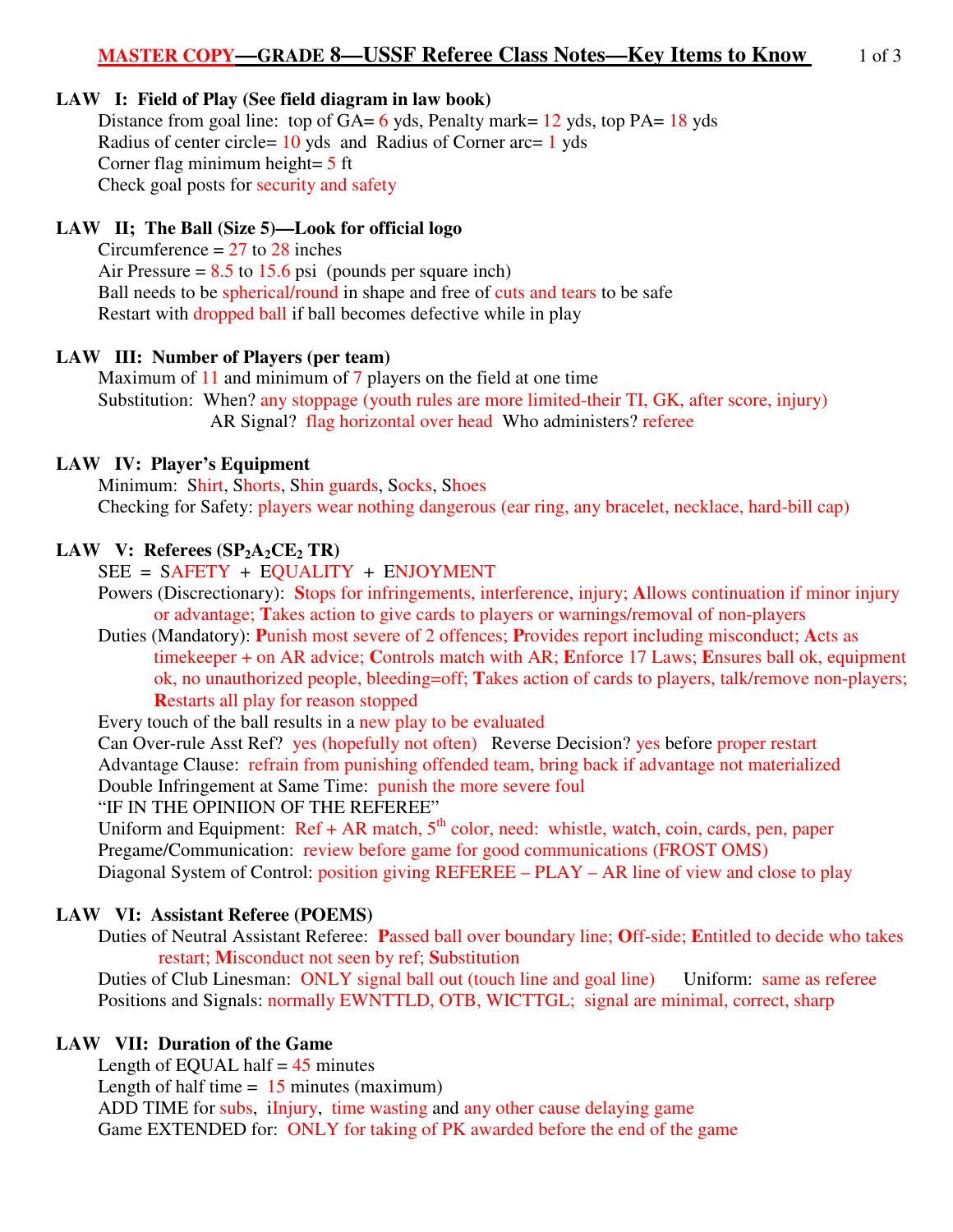# MASTER COPY—GRADE 8—USSF Referee Class Notes—Key Items to Know

**LAW I: Field of Play (See field diagram in law book)**

Distance from goal line: top of GA= 6 yds, Penalty mark= 12 yds, top PA= 18 yds
Radius of center circle= 10 yds and Radius of Corner arc= 1 yds
Corner flag minimum height= 5 ft
Check goal posts for security and safety

**LAW II; The Ball (Size 5)—Look for official logo**

Circumference = 27 to 28 inches
Air Pressure = 8.5 to 15.6 psi (pounds per square inch)
Ball needs to be spherical/round in shape and free of cuts and tears to be safe
Restart with dropped ball if ball becomes defective while in play

**LAW III: Number of Players (per team)**

Maximum of 11 and minimum of 7 players on the field at one time
Substitution: When? any stoppage (youth rules are more limited-their TI, GK, after score, injury)
AR Signal? flag horizontal over head Who administers? referee

**LAW IV: Player's Equipment**

Minimum: Shirt, Shorts, Shin guards, Socks, Shoes
Checking for Safety: players wear nothing dangerous (ear ring, any bracelet, necklace, hard-bill cap)

**LAW V: Referees ($SP_2A_2CE_2$ TR)**

SEE = SAFETY + EQUALITY + ENJOYMENT
Powers (Discretionary): **S**tops for infringements, interference, injury; **A**llows continuation if minor injury or advantage; **T**akes action to give cards to players or warnings/removal of non-players
Duties (Mandatory): **P**unish most severe of 2 offences; **P**rovides report including misconduct; **A**cts as timekeeper + on AR advice; **C**ontrols match with AR; **E**nforce 17 Laws; **E**nsures ball ok, equipment ok, no unauthorized people, bleeding=off; **T**akes action of cards to players, talk/remove non-players; **R**estarts all play for reason stopped
Every touch of the ball results in a new play to be evaluated
Can Over-rule Asst Ref? yes (hopefully not often) Reverse Decision? yes before proper restart
Advantage Clause: refrain from punishing offended team, bring back if advantage not materialized
Double Infringement at Same Time: punish the more severe foul
"IF IN THE OPINIION OF THE REFEREE"
Uniform and Equipment: Ref + AR match, 5th color, need: whistle, watch, coin, cards, pen, paper
Pregame/Communication: review before game for good communications (FROST OMS)
Diagonal System of Control: position giving REFEREE – PLAY – AR line of view and close to play

**LAW VI: Assistant Referee (POEMS)**

Duties of Neutral Assistant Referee: **P**assed ball over boundary line; **O**ff-side; **E**ntitled to decide who takes restart; **M**isconduct not seen by ref; **S**ubstitution
Duties of Club Linesman: ONLY signal ball out (touch line and goal line) Uniform: same as referee
Positions and Signals: normally EWNTTLD, OTB, WICTTGL; signal are minimal, correct, sharp

**LAW VII: Duration of the Game**

Length of EQUAL half = 45 minutes
Length of half time = 15 minutes (maximum)
ADD TIME for subs, iInjury, time wasting and any other cause delaying game
Game EXTENDED for: ONLY for taking of PK awarded before the end of the game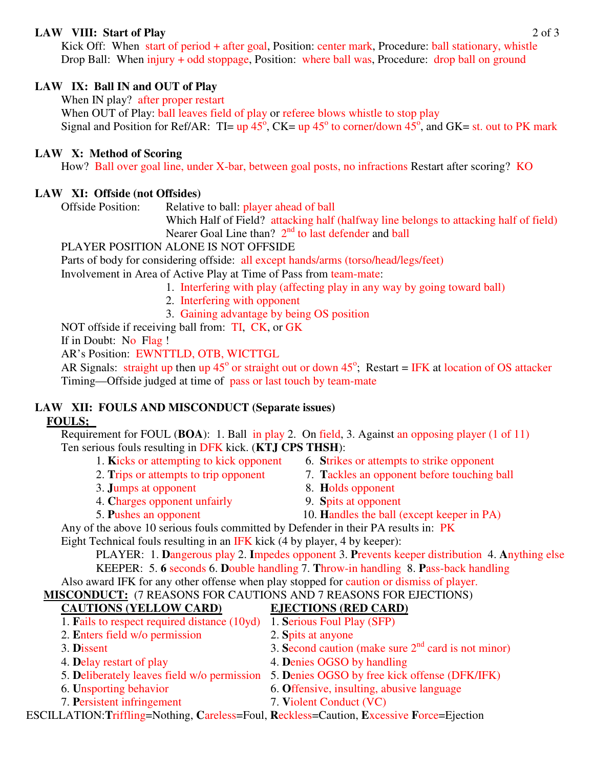**LAW VIII: Start of Play**

Kick Off: When start of period + after goal, Position: center mark, Procedure: ball stationary, whistle

Drop Ball: When injury + odd stoppage, Position: where ball was, Procedure: drop ball on ground

**LAW IX: Ball IN and OUT of Play**

When IN play? after proper restart

When OUT of Play: ball leaves field of play or referee blows whistle to stop play

Signal and Position for Ref/AR: TI= up 45°, CK= up 45° to corner/down 45°, and GK= st. out to PK mark

**LAW X: Method of Scoring**

How? Ball over goal line, under X-bar, between goal posts, no infractions Restart after scoring? KO

**LAW XI: Offside (not Offsides)**

Offside Position: Relative to ball: player ahead of ball

Which Half of Field? attacking half (halfway line belongs to attacking half of field)

Nearer Goal Line than? 2nd to last defender and ball

PLAYER POSITION ALONE IS NOT OFFSIDE

Parts of body for considering offside: all except hands/arms (torso/head/legs/feet)

Involvement in Area of Active Play at Time of Pass from team-mate:

1. Interfering with play (affecting play in any way by going toward ball)
2. Interfering with opponent
3. Gaining advantage by being OS position

NOT offside if receiving ball from: TI, CK, or GK

If in Doubt: No Flag !

AR's Position: EWNTTLD, OTB, WICTTGL

AR Signals: straight up then up 45° or straight out or down 45°; Restart = IFK at location of OS attacker

Timing—Offside judged at time of pass or last touch by team-mate

**LAW XII: FOULS AND MISCONDUCT (Separate issues)**

**FOULS;**

Requirement for FOUL (**BOA**): 1. Ball in play 2. On field, 3. Against an opposing player (1 of 11)

Ten serious fouls resulting in DFK kick. (**KTJ CPS THSH**):

1. **K**icks or attempting to kick opponent
2. **T**rips or attempts to trip opponent
3. **J**umps at opponent
4. **C**harges opponent unfairly
5. **P**ushes an opponent
6. **S**trikes or attempts to strike opponent
7. **T**ackles an opponent before touching ball
8. **H**olds opponent
9. **S**pits at opponent
10. **H**andles the ball (except keeper in PA)

Any of the above 10 serious fouls committed by Defender in their PA results in: PK

Eight Technical fouls resulting in an IFK kick (4 by player, 4 by keeper):

PLAYER: 1. **D**angerous play 2. **I**mpedes opponent 3. **P**revents keeper distribution 4. **A**nything else

KEEPER: 5. **6** seconds 6. **D**ouble handling 7. **T**hrow-in handling 8. **P**ass-back handling

Also award IFK for any other offense when play stopped for caution or dismiss of player.

**MISCONDUCT:** (7 REASONS FOR CAUTIONS AND 7 REASONS FOR EJECTIONS)

| **CAUTIONS (YELLOW CARD)** | **EJECTIONS (RED CARD)** |
|---|---|
| 1. **F**ails to respect required distance (10yd) | 1. **S**erious Foul Play (SFP) |
| 2. **E**nters field w/o permission | 2. **S**pits at anyone |
| 3. **D**issent | 3. **S**econd caution (make sure 2nd card is not minor) |
| 4. **D**elay restart of play | 4. **D**enies OGSO by handling |
| 5. **D**eliberately leaves field w/o permission | 5. **D**enies OGSO by free kick offense (DFK/IFK) |
| 6. **U**nsporting behavior | 6. **O**ffensive, insulting, abusive language |
| 7. **P**ersistent infringement | 7. **V**iolent Conduct (VC) |

ESCILLATION:**T**riffling=Nothing, **C**areless=Foul, **R**eckless=Caution, **E**xcessive **F**orce=Ejection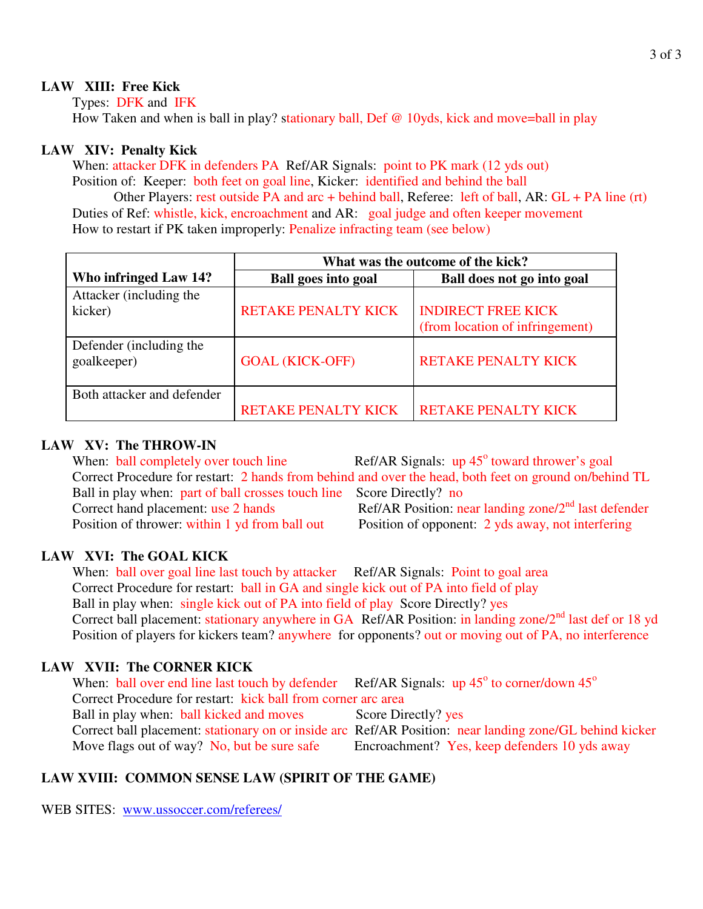## LAW XIII: Free Kick

Types: DFK and IFK

How Taken and when is ball in play? stationary ball, Def @ 10yds, kick and move=ball in play

## LAW XIV: Penalty Kick

When: attacker DFK in defenders PA Ref/AR Signals: point to PK mark (12 yds out)

Position of: Keeper: both feet on goal line, Kicker: identified and behind the ball

Other Players: rest outside PA and arc + behind ball, Referee: left of ball, AR: GL + PA line (rt)

Duties of Ref: whistle, kick, encroachment and AR: goal judge and often keeper movement

How to restart if PK taken improperly: Penalize infracting team (see below)

| Who infringed Law 14? | What was the outcome of the kick? | |
|---|---|---|
| | Ball goes into goal | Ball does not go into goal |
| Attacker (including the kicker) | RETAKE PENALTY KICK | INDIRECT FREE KICK (from location of infringement) |
| Defender (including the goalkeeper) | GOAL (KICK-OFF) | RETAKE PENALTY KICK |
| Both attacker and defender | RETAKE PENALTY KICK | RETAKE PENALTY KICK |

## LAW XV: The THROW-IN

When: ball completely over touch line Ref/AR Signals: up 45° toward thrower's goal

Correct Procedure for restart: 2 hands from behind and over the head, both feet on ground on/behind TL

Ball in play when: part of ball crosses touch line Score Directly? no

Correct hand placement: use 2 hands Ref/AR Position: near landing zone/2nd last defender

Position of thrower: within 1 yd from ball out Position of opponent: 2 yds away, not interfering

## LAW XVI: The GOAL KICK

When: ball over goal line last touch by attacker Ref/AR Signals: Point to goal area

Correct Procedure for restart: ball in GA and single kick out of PA into field of play

Ball in play when: single kick out of PA into field of play Score Directly? yes

Correct ball placement: stationary anywhere in GA Ref/AR Position: in landing zone/2nd last def or 18 yd

Position of players for kickers team? anywhere for opponents? out or moving out of PA, no interference

## LAW XVII: The CORNER KICK

When: ball over end line last touch by defender Ref/AR Signals: up 45° to corner/down 45°

Correct Procedure for restart: kick ball from corner arc area

Ball in play when: ball kicked and moves Score Directly? yes

Correct ball placement: stationary on or inside arc Ref/AR Position: near landing zone/GL behind kicker

Move flags out of way? No, but be sure safe Encroachment? Yes, keep defenders 10 yds away

## LAW XVIII: COMMON SENSE LAW (SPIRIT OF THE GAME)

WEB SITES: www.ussoccer.com/referees/